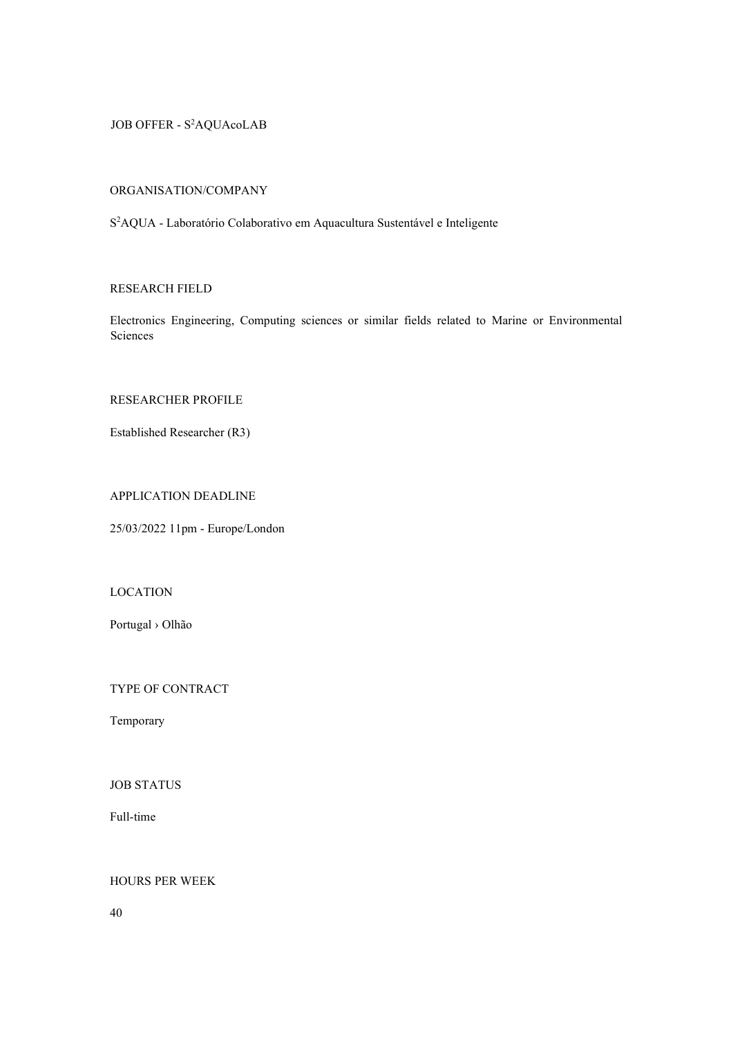# JOB OFFER - S$^2$AQUAcoLAB

## ORGANISATION/COMPANY

S$^2$AQUA - Laboratório Colaborativo em Aquacultura Sustentável e Inteligente

## RESEARCH FIELD

Electronics Engineering, Computing sciences or similar fields related to Marine or Environmental Sciences

## RESEARCHER PROFILE

Established Researcher (R3)

## APPLICATION DEADLINE

25/03/2022 11pm - Europe/London

## LOCATION

Portugal › Olhão

## TYPE OF CONTRACT

Temporary

## JOB STATUS

Full-time

## HOURS PER WEEK

40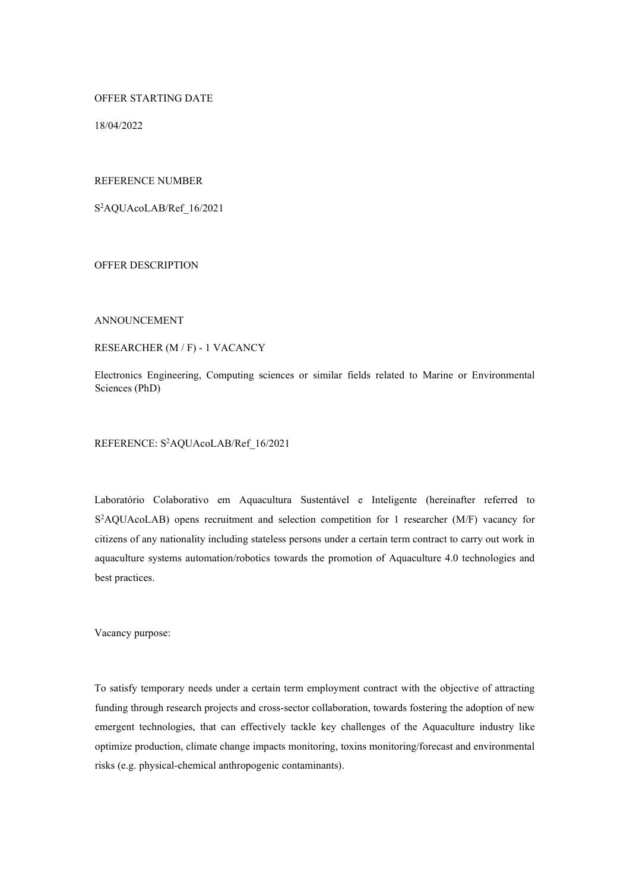OFFER STARTING DATE

18/04/2022

REFERENCE NUMBER

$S^2$AQUAcoLAB/Ref_16/2021

OFFER DESCRIPTION

ANNOUNCEMENT

RESEARCHER (M / F) - 1 VACANCY

Electronics Engineering, Computing sciences or similar fields related to Marine or Environmental Sciences (PhD)

REFERENCE: $S^2$AQUAcoLAB/Ref_16/2021

Laboratório Colaborativo em Aquacultura Sustentável e Inteligente (hereinafter referred to $S^2$AQUAcoLAB) opens recruitment and selection competition for 1 researcher (M/F) vacancy for citizens of any nationality including stateless persons under a certain term contract to carry out work in aquaculture systems automation/robotics towards the promotion of Aquaculture 4.0 technologies and best practices.

Vacancy purpose:

To satisfy temporary needs under a certain term employment contract with the objective of attracting funding through research projects and cross-sector collaboration, towards fostering the adoption of new emergent technologies, that can effectively tackle key challenges of the Aquaculture industry like optimize production, climate change impacts monitoring, toxins monitoring/forecast and environmental risks (e.g. physical-chemical anthropogenic contaminants).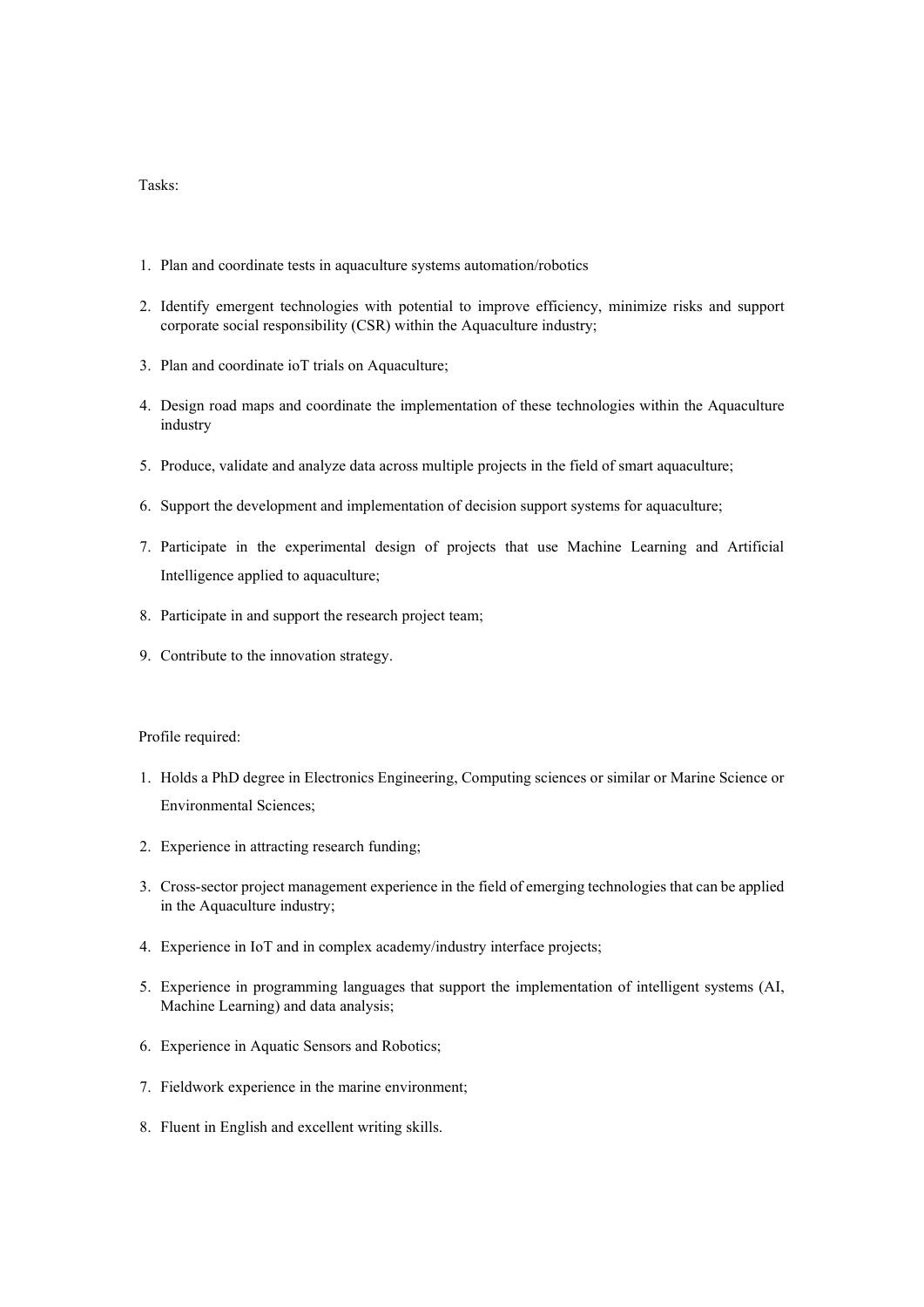Tasks:

1. Plan and coordinate tests in aquaculture systems automation/robotics
2. Identify emergent technologies with potential to improve efficiency, minimize risks and support corporate social responsibility (CSR) within the Aquaculture industry;
3. Plan and coordinate ioT trials on Aquaculture;
4. Design road maps and coordinate the implementation of these technologies within the Aquaculture industry
5. Produce, validate and analyze data across multiple projects in the field of smart aquaculture;
6. Support the development and implementation of decision support systems for aquaculture;
7. Participate in the experimental design of projects that use Machine Learning and Artificial Intelligence applied to aquaculture;
8. Participate in and support the research project team;
9. Contribute to the innovation strategy.

Profile required:

1. Holds a PhD degree in Electronics Engineering, Computing sciences or similar or Marine Science or Environmental Sciences;
2. Experience in attracting research funding;
3. Cross-sector project management experience in the field of emerging technologies that can be applied in the Aquaculture industry;
4. Experience in IoT and in complex academy/industry interface projects;
5. Experience in programming languages that support the implementation of intelligent systems (AI, Machine Learning) and data analysis;
6. Experience in Aquatic Sensors and Robotics;
7. Fieldwork experience in the marine environment;
8. Fluent in English and excellent writing skills.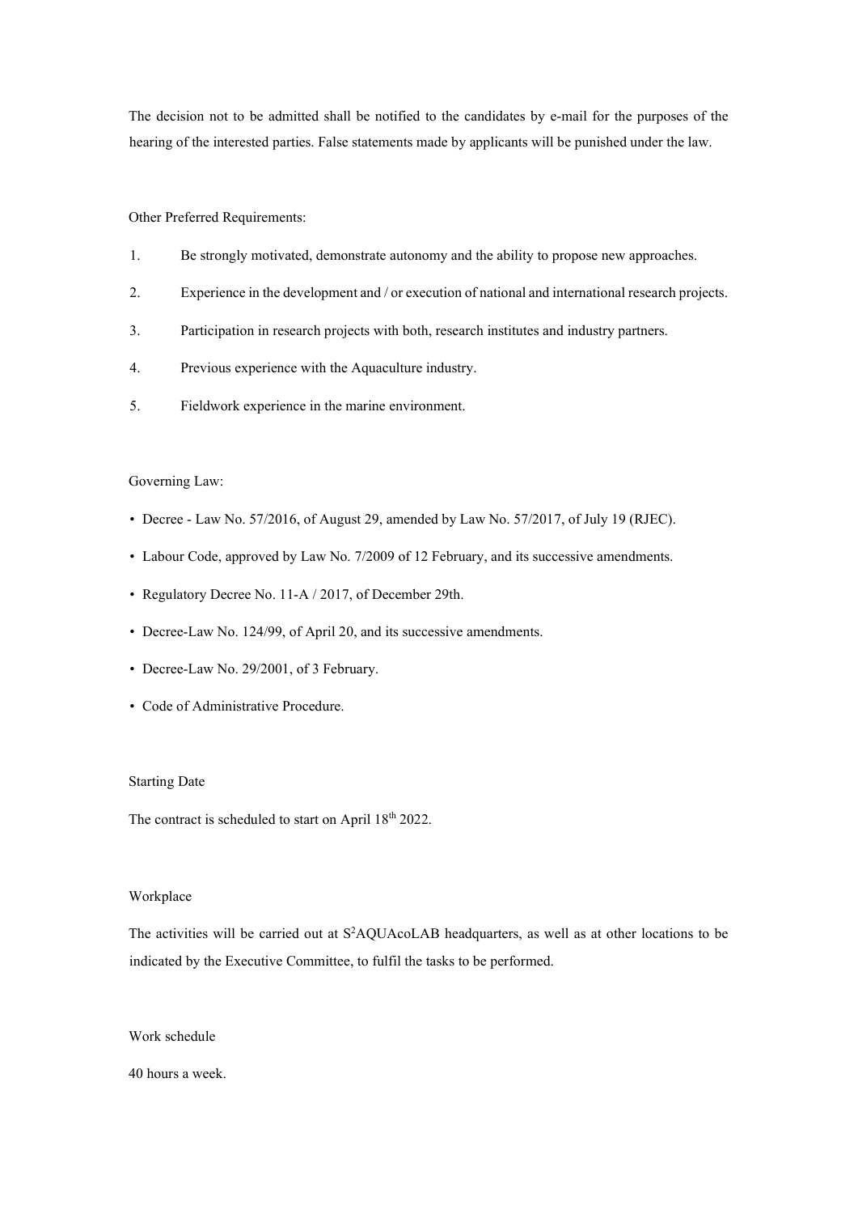The decision not to be admitted shall be notified to the candidates by e-mail for the purposes of the hearing of the interested parties. False statements made by applicants will be punished under the law.

Other Preferred Requirements:

1. Be strongly motivated, demonstrate autonomy and the ability to propose new approaches.
2. Experience in the development and / or execution of national and international research projects.
3. Participation in research projects with both, research institutes and industry partners.
4. Previous experience with the Aquaculture industry.
5. Fieldwork experience in the marine environment.

Governing Law:

- Decree - Law No. 57/2016, of August 29, amended by Law No. 57/2017, of July 19 (RJEC).
- Labour Code, approved by Law No. 7/2009 of 12 February, and its successive amendments.
- Regulatory Decree No. 11-A / 2017, of December 29th.
- Decree-Law No. 124/99, of April 20, and its successive amendments.
- Decree-Law No. 29/2001, of 3 February.
- Code of Administrative Procedure.

Starting Date

The contract is scheduled to start on April 18th 2022.

Workplace

The activities will be carried out at S²AQUAcoLAB headquarters, as well as at other locations to be indicated by the Executive Committee, to fulfil the tasks to be performed.

Work schedule

40 hours a week.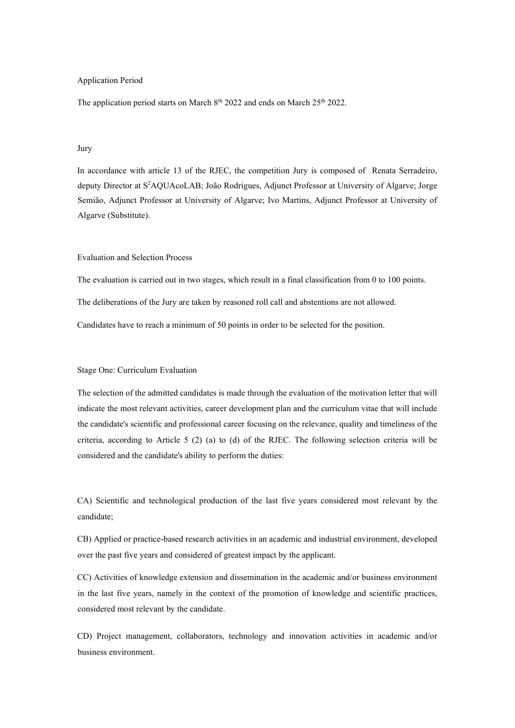## Application Period

The application period starts on March 8th 2022 and ends on March 25th 2022.

## Jury

In accordance with article 13 of the RJEC, the competition Jury is composed of Renata Serradeiro, deputy Director at S$^2$AQUAcoLAB; João Rodrigues, Adjunct Professor at University of Algarve; Jorge Semião, Adjunct Professor at University of Algarve; Ivo Martins, Adjunct Professor at University of Algarve (Substitute).

## Evaluation and Selection Process

The evaluation is carried out in two stages, which result in a final classification from 0 to 100 points.

The deliberations of the Jury are taken by reasoned roll call and abstentions are not allowed.

Candidates have to reach a minimum of 50 points in order to be selected for the position.

### Stage One: Curriculum Evaluation

The selection of the admitted candidates is made through the evaluation of the motivation letter that will indicate the most relevant activities, career development plan and the curriculum vitae that will include the candidate's scientific and professional career focusing on the relevance, quality and timeliness of the criteria, according to Article 5 (2) (a) to (d) of the RJEC. The following selection criteria will be considered and the candidate's ability to perform the duties:

CA) Scientific and technological production of the last five years considered most relevant by the candidate;

CB) Applied or practice-based research activities in an academic and industrial environment, developed over the past five years and considered of greatest impact by the applicant.

CC) Activities of knowledge extension and dissemination in the academic and/or business environment in the last five years, namely in the context of the promotion of knowledge and scientific practices, considered most relevant by the candidate.

CD) Project management, collaborators, technology and innovation activities in academic and/or business environment.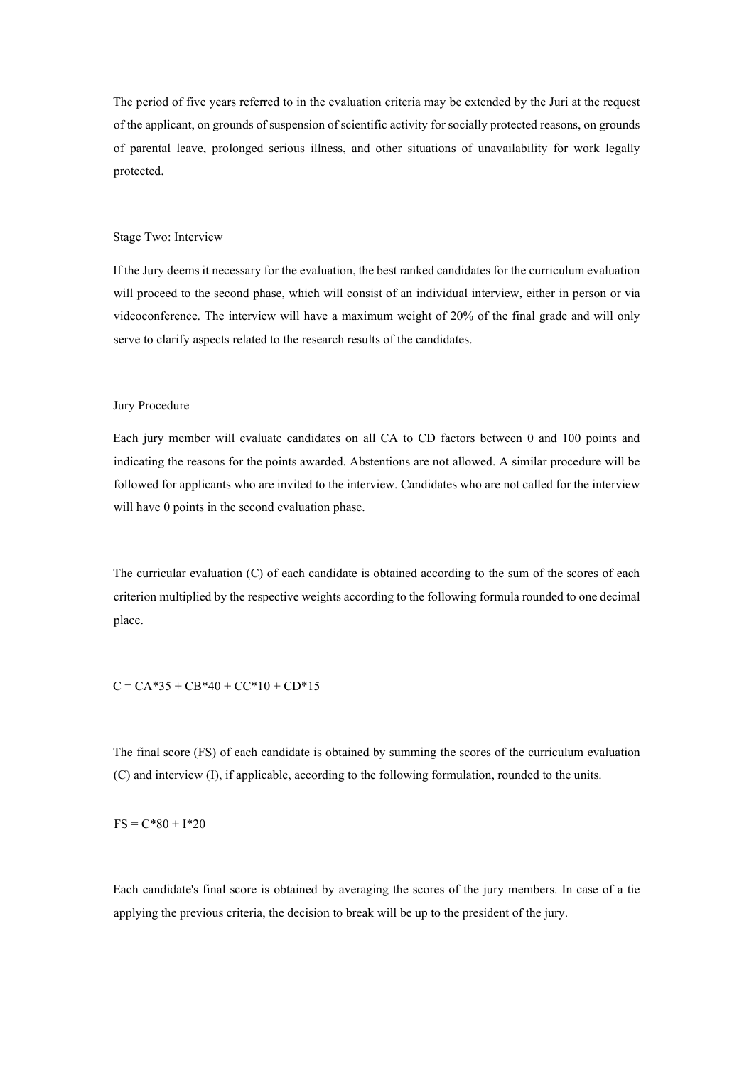The period of five years referred to in the evaluation criteria may be extended by the Juri at the request of the applicant, on grounds of suspension of scientific activity for socially protected reasons, on grounds of parental leave, prolonged serious illness, and other situations of unavailability for work legally protected.

Stage Two: Interview

If the Jury deems it necessary for the evaluation, the best ranked candidates for the curriculum evaluation will proceed to the second phase, which will consist of an individual interview, either in person or via videoconference. The interview will have a maximum weight of 20% of the final grade and will only serve to clarify aspects related to the research results of the candidates.

Jury Procedure

Each jury member will evaluate candidates on all CA to CD factors between 0 and 100 points and indicating the reasons for the points awarded. Abstentions are not allowed. A similar procedure will be followed for applicants who are invited to the interview. Candidates who are not called for the interview will have 0 points in the second evaluation phase.

The curricular evaluation (C) of each candidate is obtained according to the sum of the scores of each criterion multiplied by the respective weights according to the following formula rounded to one decimal place.

$$C = CA*35 + CB*40 + CC*10 + CD*15$$

The final score (FS) of each candidate is obtained by summing the scores of the curriculum evaluation (C) and interview (I), if applicable, according to the following formulation, rounded to the units.

$$FS = C*80 + I*20$$

Each candidate's final score is obtained by averaging the scores of the jury members. In case of a tie applying the previous criteria, the decision to break will be up to the president of the jury.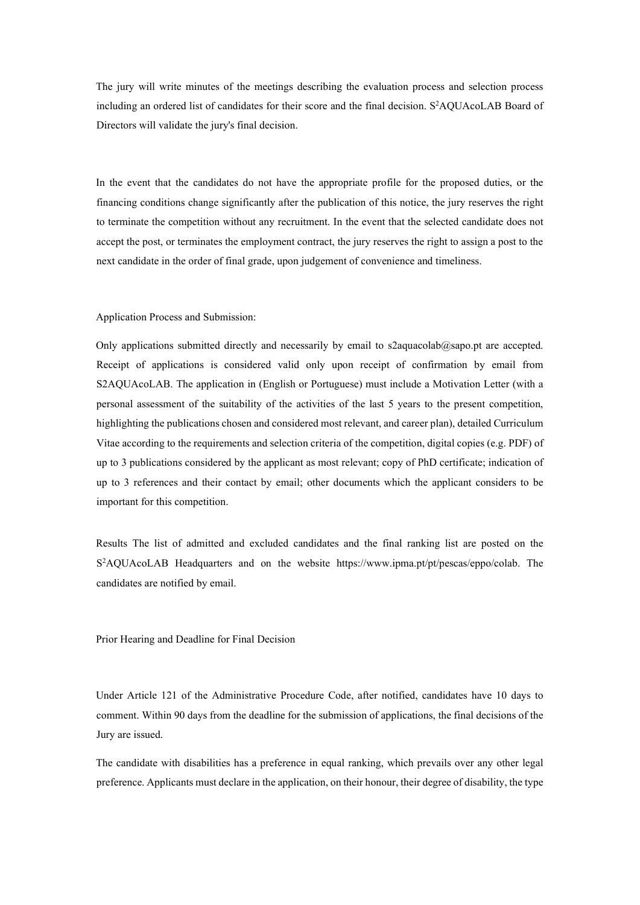The jury will write minutes of the meetings describing the evaluation process and selection process including an ordered list of candidates for their score and the final decision. $S^2$AQUAcoLAB Board of Directors will validate the jury's final decision.

In the event that the candidates do not have the appropriate profile for the proposed duties, or the financing conditions change significantly after the publication of this notice, the jury reserves the right to terminate the competition without any recruitment. In the event that the selected candidate does not accept the post, or terminates the employment contract, the jury reserves the right to assign a post to the next candidate in the order of final grade, upon judgement of convenience and timeliness.

Application Process and Submission:

Only applications submitted directly and necessarily by email to s2aquacolab@sapo.pt are accepted. Receipt of applications is considered valid only upon receipt of confirmation by email from S2AQUAcoLAB. The application in (English or Portuguese) must include a Motivation Letter (with a personal assessment of the suitability of the activities of the last 5 years to the present competition, highlighting the publications chosen and considered most relevant, and career plan), detailed Curriculum Vitae according to the requirements and selection criteria of the competition, digital copies (e.g. PDF) of up to 3 publications considered by the applicant as most relevant; copy of PhD certificate; indication of up to 3 references and their contact by email; other documents which the applicant considers to be important for this competition.

Results The list of admitted and excluded candidates and the final ranking list are posted on the $S^2$AQUAcoLAB Headquarters and on the website https://www.ipma.pt/pt/pescas/eppo/colab. The candidates are notified by email.

Prior Hearing and Deadline for Final Decision

Under Article 121 of the Administrative Procedure Code, after notified, candidates have 10 days to comment. Within 90 days from the deadline for the submission of applications, the final decisions of the Jury are issued.

The candidate with disabilities has a preference in equal ranking, which prevails over any other legal preference. Applicants must declare in the application, on their honour, their degree of disability, the type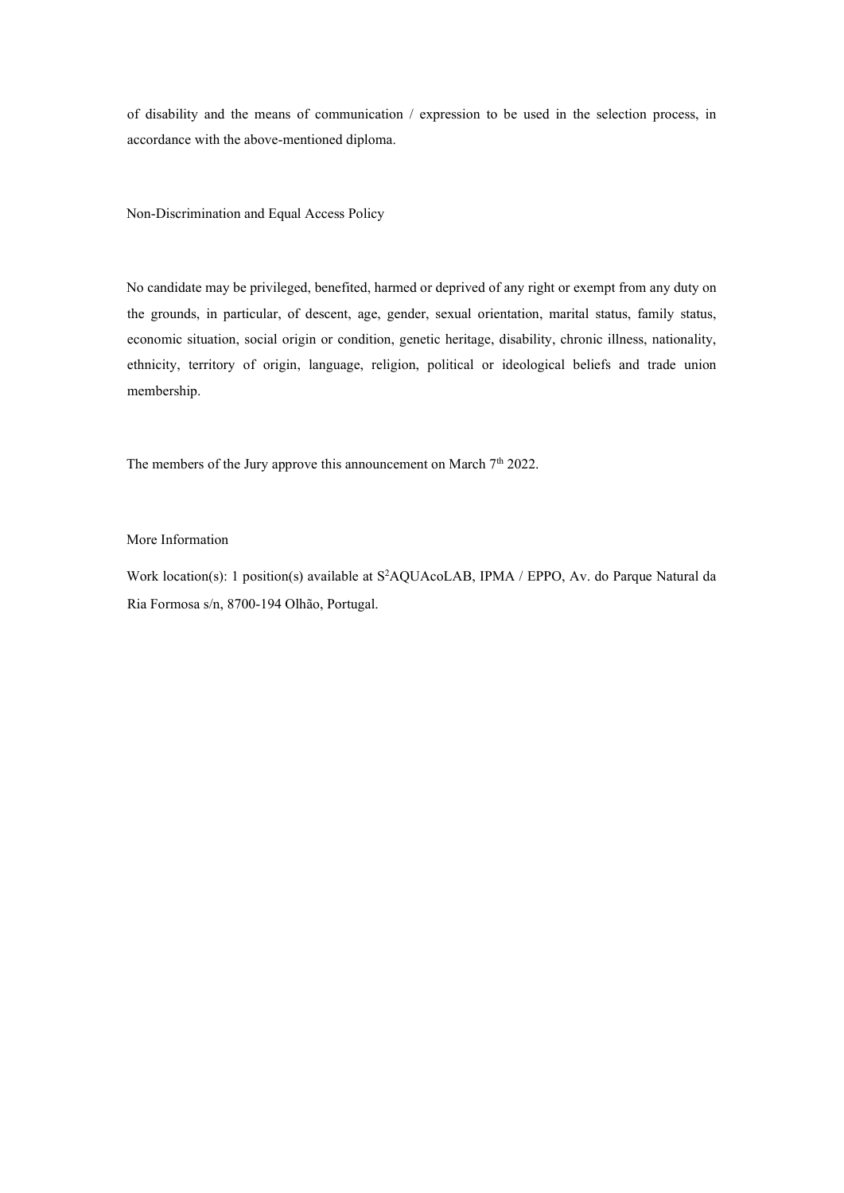of disability and the means of communication / expression to be used in the selection process, in accordance with the above-mentioned diploma.

## Non-Discrimination and Equal Access Policy

No candidate may be privileged, benefited, harmed or deprived of any right or exempt from any duty on the grounds, in particular, of descent, age, gender, sexual orientation, marital status, family status, economic situation, social origin or condition, genetic heritage, disability, chronic illness, nationality, ethnicity, territory of origin, language, religion, political or ideological beliefs and trade union membership.

The members of the Jury approve this announcement on March 7th 2022.

## More Information

Work location(s): 1 position(s) available at S²AQUAcoLAB, IPMA / EPPO, Av. do Parque Natural da Ria Formosa s/n, 8700-194 Olhão, Portugal.